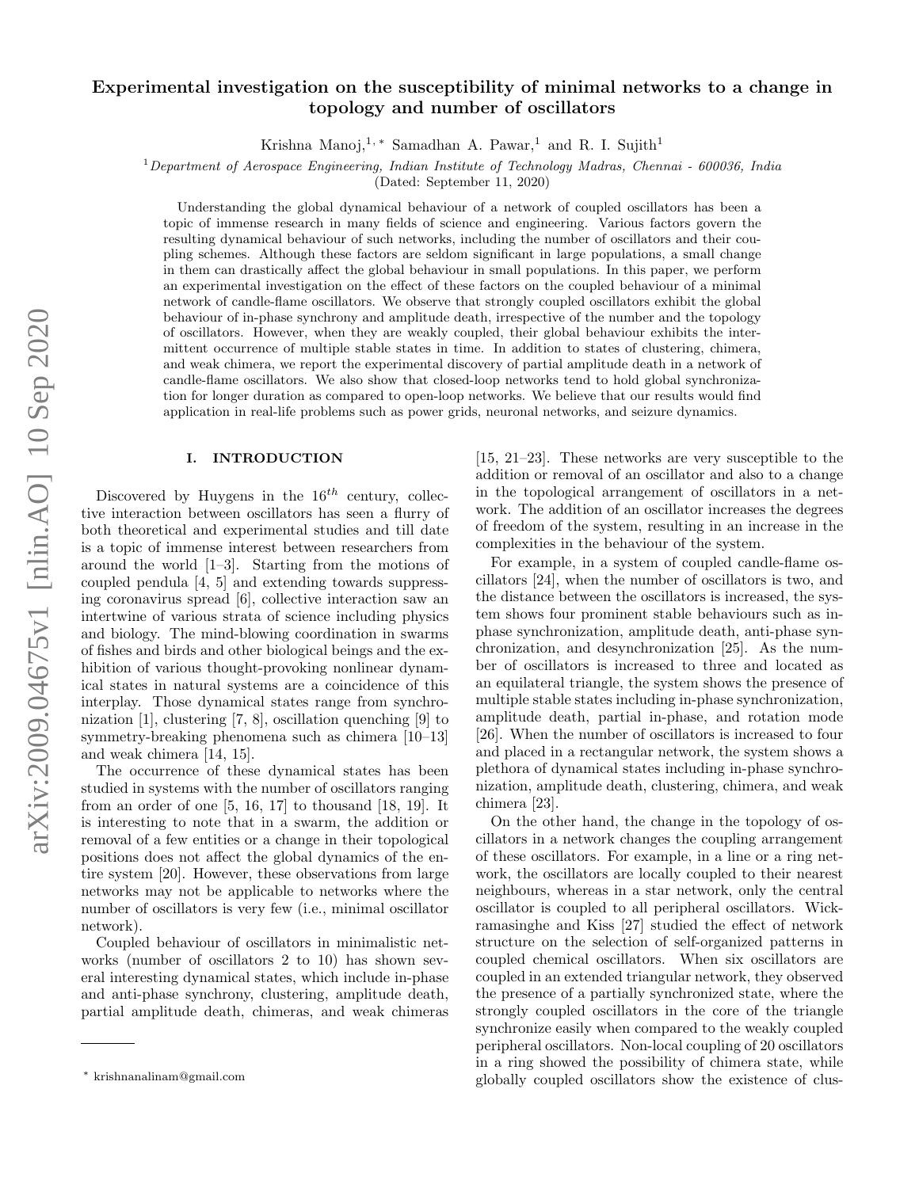# Experimental investigation on the susceptibility of minimal networks to a change in topology and number of oscillators

Krishna Manoj,[1,*] Samadhan A. Pawar,[1] and R. I. Sujith[1]

[1] *Department of Aerospace Engineering, Indian Institute of Technology Madras, Chennai - 600036, India*

(Dated: September 11, 2020)

Understanding the global dynamical behaviour of a network of coupled oscillators has been a topic of immense research in many fields of science and engineering. Various factors govern the resulting dynamical behaviour of such networks, including the number of oscillators and their coupling schemes. Although these factors are seldom significant in large populations, a small change in them can drastically affect the global behaviour in small populations. In this paper, we perform an experimental investigation on the effect of these factors on the coupled behaviour of a minimal network of candle-flame oscillators. We observe that strongly coupled oscillators exhibit the global behaviour of in-phase synchrony and amplitude death, irrespective of the number and the topology of oscillators. However, when they are weakly coupled, their global behaviour exhibits the intermittent occurrence of multiple stable states in time. In addition to states of clustering, chimera, and weak chimera, we report the experimental discovery of partial amplitude death in a network of candle-flame oscillators. We also show that closed-loop networks tend to hold global synchronization for longer duration as compared to open-loop networks. We believe that our results would find application in real-life problems such as power grids, neuronal networks, and seizure dynamics.

## I. INTRODUCTION

Discovered by Huygens in the $16^{th}$ century, collective interaction between oscillators has seen a flurry of both theoretical and experimental studies and till date is a topic of immense interest between researchers from around the world [1–3]. Starting from the motions of coupled pendula [4, 5] and extending towards suppressing coronavirus spread [6], collective interaction saw an intertwine of various strata of science including physics and biology. The mind-blowing coordination in swarms of fishes and birds and other biological beings and the exhibition of various thought-provoking nonlinear dynamical states in natural systems are a coincidence of this interplay. Those dynamical states range from synchronization [1], clustering [7, 8], oscillation quenching [9] to symmetry-breaking phenomena such as chimera [10–13] and weak chimera [14, 15].

The occurrence of these dynamical states has been studied in systems with the number of oscillators ranging from an order of one [5, 16, 17] to thousand [18, 19]. It is interesting to note that in a swarm, the addition or removal of a few entities or a change in their topological positions does not affect the global dynamics of the entire system [20]. However, these observations from large networks may not be applicable to networks where the number of oscillators is very few (i.e., minimal oscillator network).

Coupled behaviour of oscillators in minimalistic networks (number of oscillators 2 to 10) has shown several interesting dynamical states, which include in-phase and anti-phase synchrony, clustering, amplitude death, partial amplitude death, chimeras, and weak chimeras [15, 21–23]. These networks are very susceptible to the addition or removal of an oscillator and also to a change in the topological arrangement of oscillators in a network. The addition of an oscillator increases the degrees of freedom of the system, resulting in an increase in the complexities in the behaviour of the system.

For example, in a system of coupled candle-flame oscillators [24], when the number of oscillators is two, and the distance between the oscillators is increased, the system shows four prominent stable behaviours such as in-phase synchronization, amplitude death, anti-phase synchronization, and desynchronization [25]. As the number of oscillators is increased to three and located as an equilateral triangle, the system shows the presence of multiple stable states including in-phase synchronization, amplitude death, partial in-phase, and rotation mode [26]. When the number of oscillators is increased to four and placed in a rectangular network, the system shows a plethora of dynamical states including in-phase synchronization, amplitude death, clustering, chimera, and weak chimera [23].

On the other hand, the change in the topology of oscillators in a network changes the coupling arrangement of these oscillators. For example, in a line or a ring network, the oscillators are locally coupled to their nearest neighbours, whereas in a star network, only the central oscillator is coupled to all peripheral oscillators. Wickramasinghe and Kiss [27] studied the effect of network structure on the selection of self-organized patterns in coupled chemical oscillators. When six oscillators are coupled in an extended triangular network, they observed the presence of a partially synchronized state, where the strongly coupled oscillators in the core of the triangle synchronize easily when compared to the weakly coupled peripheral oscillators. Non-local coupling of 20 oscillators in a ring showed the possibility of chimera state, while globally coupled oscillators show the existence of clus-

* krishnanalinam@gmail.com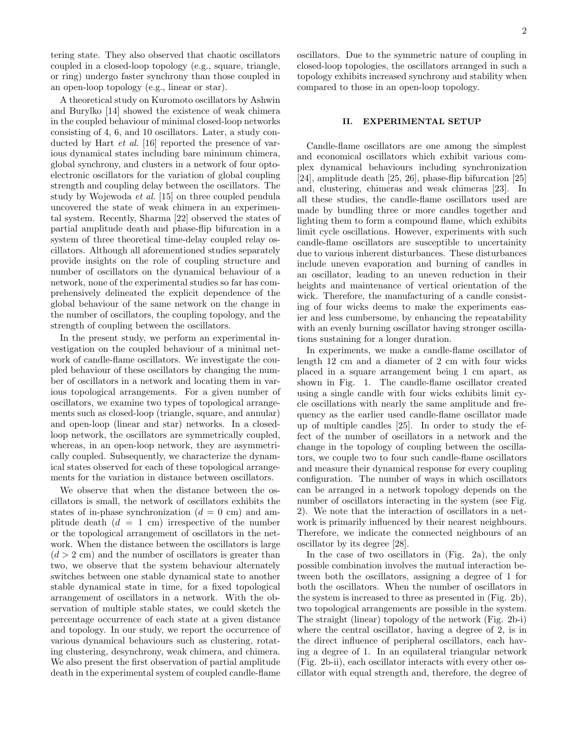tering state. They also observed that chaotic oscillators coupled in a closed-loop topology (e.g., square, triangle, or ring) undergo faster synchrony than those coupled in an open-loop topology (e.g., linear or star).

A theoretical study on Kuromoto oscillators by Ashwin and Burylko [14] showed the existence of weak chimera in the coupled behaviour of minimal closed-loop networks consisting of 4, 6, and 10 oscillators. Later, a study conducted by Hart *et al.* [16] reported the presence of various dynamical states including bare minimum chimera, global synchrony, and clusters in a network of four opto-electronic oscillators for the variation of global coupling strength and coupling delay between the oscillators. The study by Wojewoda *et al.* [15] on three coupled pendula uncovered the state of weak chimera in an experimental system. Recently, Sharma [22] observed the states of partial amplitude death and phase-flip bifurcation in a system of three theoretical time-delay coupled relay oscillators. Although all aforementioned studies separately provide insights on the role of coupling structure and number of oscillators on the dynamical behaviour of a network, none of the experimental studies so far has comprehensively delineated the explicit dependence of the global behaviour of the same network on the change in the number of oscillators, the coupling topology, and the strength of coupling between the oscillators.

In the present study, we perform an experimental investigation on the coupled behaviour of a minimal network of candle-flame oscillators. We investigate the coupled behaviour of these oscillators by changing the number of oscillators in a network and locating them in various topological arrangements. For a given number of oscillators, we examine two types of topological arrangements such as closed-loop (triangle, square, and annular) and open-loop (linear and star) networks. In a closed-loop network, the oscillators are symmetrically coupled, whereas, in an open-loop network, they are asymmetrically coupled. Subsequently, we characterize the dynamical states observed for each of these topological arrangements for the variation in distance between oscillators.

We observe that when the distance between the oscillators is small, the network of oscillators exhibits the states of in-phase synchronization ($d = 0$ cm) and amplitude death ($d = 1$ cm) irrespective of the number or the topological arrangement of oscillators in the network. When the distance between the oscillators is large ($d > 2$ cm) and the number of oscillators is greater than two, we observe that the system behaviour alternately switches between one stable dynamical state to another stable dynamical state in time, for a fixed topological arrangement of oscillators in a network. With the observation of multiple stable states, we could sketch the percentage occurrence of each state at a given distance and topology. In our study, we report the occurrence of various dynamical behaviours such as clustering, rotating clustering, desynchrony, weak chimera, and chimera. We also present the first observation of partial amplitude death in the experimental system of coupled candle-flame oscillators. Due to the symmetric nature of coupling in closed-loop topologies, the oscillators arranged in such a topology exhibits increased synchrony and stability when compared to those in an open-loop topology.

## II. EXPERIMENTAL SETUP

Candle-flame oscillators are one among the simplest and economical oscillators which exhibit various complex dynamical behaviours including synchronization [24], amplitude death [25, 26], phase-flip bifurcation [25] and, clustering, chimeras and weak chimeras [23]. In all these studies, the candle-flame oscillators used are made by bundling three or more candles together and lighting them to form a compound flame, which exhibits limit cycle oscillations. However, experiments with such candle-flame oscillators are susceptible to uncertainity due to various inherent disturbances. These disturbances include uneven evaporation and burning of candles in an oscillator, leading to an uneven reduction in their heights and maintenance of vertical orientation of the wick. Therefore, the manufacturing of a candle consisting of four wicks deems to make the experiments easier and less cumbersome, by enhancing the repeatability with an evenly burning oscillator having stronger oscillations sustaining for a longer duration.

In experiments, we make a candle-flame oscillator of length 12 cm and a diameter of 2 cm with four wicks placed in a square arrangement being 1 cm apart, as shown in Fig. 1. The candle-flame oscillator created using a single candle with four wicks exhibits limit cycle oscillations with nearly the same amplitude and frequency as the earlier used candle-flame oscillator made up of multiple candles [25]. In order to study the effect of the number of oscillators in a network and the change in the topology of coupling between the oscillators, we couple two to four such candle-flame oscillators and measure their dynamical response for every coupling configuration. The number of ways in which oscillators can be arranged in a network topology depends on the number of oscillators interacting in the system (see Fig. 2). We note that the interaction of oscillators in a network is primarily influenced by their nearest neighbours. Therefore, we indicate the connected neighbours of an oscillator by its degree [28].

In the case of two oscillators in (Fig. 2a), the only possible combination involves the mutual interaction between both the oscillators, assigning a degree of 1 for both the oscillators. When the number of oscillators in the system is increased to three as presented in (Fig. 2b), two topological arrangements are possible in the system. The straight (linear) topology of the network (Fig. 2b-i) where the central oscillator, having a degree of 2, is in the direct influence of peripheral oscillators, each having a degree of 1. In an equilateral triangular network (Fig. 2b-ii), each oscillator interacts with every other oscillator with equal strength and, therefore, the degree of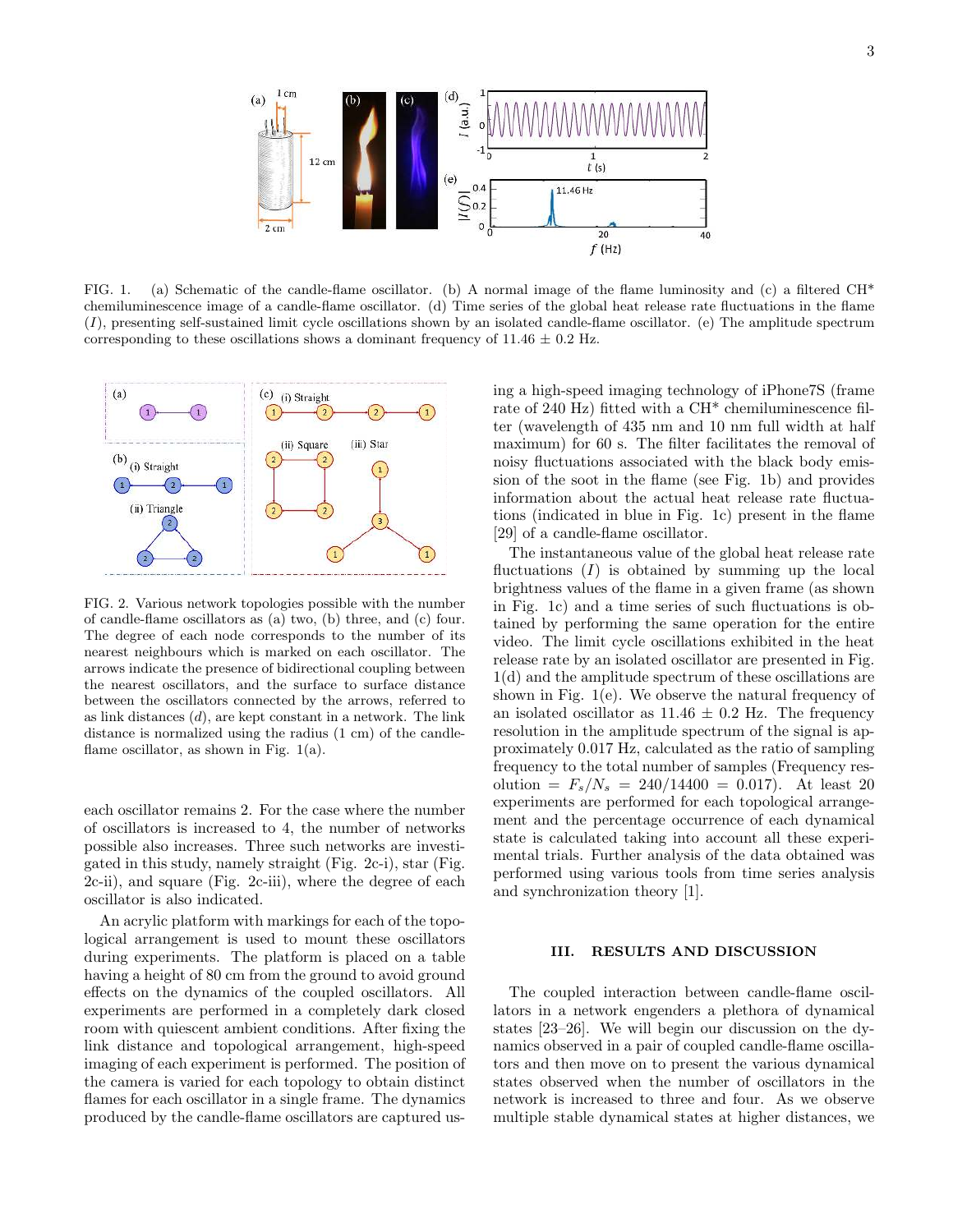FIG. 1. (a) Schematic of the candle-flame oscillator. (b) A normal image of the flame luminosity and (c) a filtered CH* chemiluminescence image of a candle-flame oscillator. (d) Time series of the global heat release rate fluctuations in the flame ($I$), presenting self-sustained limit cycle oscillations shown by an isolated candle-flame oscillator. (e) The amplitude spectrum corresponding to these oscillations shows a dominant frequency of 11.46 ± 0.2 Hz.

FIG. 2. Various network topologies possible with the number of candle-flame oscillators as (a) two, (b) three, and (c) four. The degree of each node corresponds to the number of its nearest neighbours which is marked on each oscillator. The arrows indicate the presence of bidirectional coupling between the nearest oscillators, and the surface to surface distance between the oscillators connected by the arrows, referred to as link distances ($d$), are kept constant in a network. The link distance is normalized using the radius (1 cm) of the candle-flame oscillator, as shown in Fig. 1(a).

each oscillator remains 2. For the case where the number of oscillators is increased to 4, the number of networks possible also increases. Three such networks are investigated in this study, namely straight (Fig. 2c-i), star (Fig. 2c-ii), and square (Fig. 2c-iii), where the degree of each oscillator is also indicated.

An acrylic platform with markings for each of the topological arrangement is used to mount these oscillators during experiments. The platform is placed on a table having a height of 80 cm from the ground to avoid ground effects on the dynamics of the coupled oscillators. All experiments are performed in a completely dark closed room with quiescent ambient conditions. After fixing the link distance and topological arrangement, high-speed imaging of each experiment is performed. The position of the camera is varied for each topology to obtain distinct flames for each oscillator in a single frame. The dynamics produced by the candle-flame oscillators are captured using a high-speed imaging technology of iPhone7S (frame rate of 240 Hz) fitted with a CH* chemiluminescence filter (wavelength of 435 nm and 10 nm full width at half maximum) for 60 s. The filter facilitates the removal of noisy fluctuations associated with the black body emission of the soot in the flame (see Fig. 1b) and provides information about the actual heat release rate fluctuations (indicated in blue in Fig. 1c) present in the flame [29] of a candle-flame oscillator.

The instantaneous value of the global heat release rate fluctuations ($I$) is obtained by summing up the local brightness values of the flame in a given frame (as shown in Fig. 1c) and a time series of such fluctuations is obtained by performing the same operation for the entire video. The limit cycle oscillations exhibited in the heat release rate by an isolated oscillator are presented in Fig. 1(d) and the amplitude spectrum of these oscillations are shown in Fig. 1(e). We observe the natural frequency of an isolated oscillator as 11.46 ± 0.2 Hz. The frequency resolution in the amplitude spectrum of the signal is approximately 0.017 Hz, calculated as the ratio of sampling frequency to the total number of samples (Frequency resolution = $F_s/N_s$ = 240/14400 = 0.017). At least 20 experiments are performed for each topological arrangement and the percentage occurrence of each dynamical state is calculated taking into account all these experimental trials. Further analysis of the data obtained was performed using various tools from time series analysis and synchronization theory [1].

## III. RESULTS AND DISCUSSION

The coupled interaction between candle-flame oscillators in a network engenders a plethora of dynamical states [23–26]. We will begin our discussion on the dynamics observed in a pair of coupled candle-flame oscillators and then move on to present the various dynamical states observed when the number of oscillators in the network is increased to three and four. As we observe multiple stable dynamical states at higher distances, we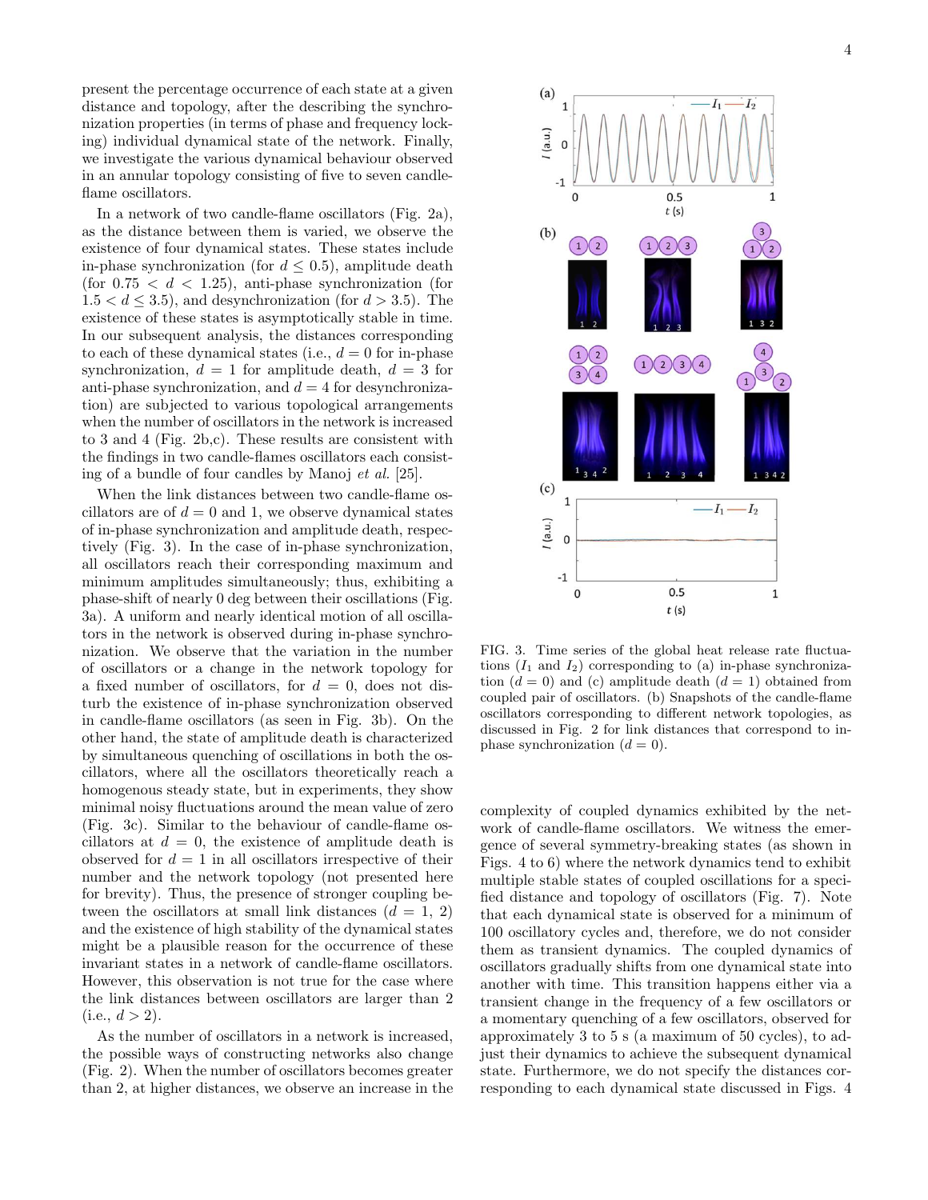present the percentage occurrence of each state at a given distance and topology, after the describing the synchronization properties (in terms of phase and frequency locking) individual dynamical state of the network. Finally, we investigate the various dynamical behaviour observed in an annular topology consisting of five to seven candle-flame oscillators.

In a network of two candle-flame oscillators (Fig. 2a), as the distance between them is varied, we observe the existence of four dynamical states. These states include in-phase synchronization (for $d \leq 0.5$), amplitude death (for $0.75 < d < 1.25$), anti-phase synchronization (for $1.5 < d \leq 3.5$), and desynchronization (for $d > 3.5$). The existence of these states is asymptotically stable in time. In our subsequent analysis, the distances corresponding to each of these dynamical states (i.e., $d = 0$ for in-phase synchronization, $d = 1$ for amplitude death, $d = 3$ for anti-phase synchronization, and $d = 4$ for desynchronization) are subjected to various topological arrangements when the number of oscillators in the network is increased to 3 and 4 (Fig. 2b,c). These results are consistent with the findings in two candle-flames oscillators each consisting of a bundle of four candles by Manoj *et al.* [25].

When the link distances between two candle-flame oscillators are of $d = 0$ and 1, we observe dynamical states of in-phase synchronization and amplitude death, respectively (Fig. 3). In the case of in-phase synchronization, all oscillators reach their corresponding maximum and minimum amplitudes simultaneously; thus, exhibiting a phase-shift of nearly 0 deg between their oscillations (Fig. 3a). A uniform and nearly identical motion of all oscillators in the network is observed during in-phase synchronization. We observe that the variation in the number of oscillators or a change in the network topology for a fixed number of oscillators, for $d = 0$, does not disturb the existence of in-phase synchronization observed in candle-flame oscillators (as seen in Fig. 3b). On the other hand, the state of amplitude death is characterized by simultaneous quenching of oscillations in both the oscillators, where all the oscillators theoretically reach a homogenous steady state, but in experiments, they show minimal noisy fluctuations around the mean value of zero (Fig. 3c). Similar to the behaviour of candle-flame oscillators at $d = 0$, the existence of amplitude death is observed for $d = 1$ in all oscillators irrespective of their number and the network topology (not presented here for brevity). Thus, the presence of stronger coupling between the oscillators at small link distances ($d = 1$, 2) and the existence of high stability of the dynamical states might be a plausible reason for the occurrence of these invariant states in a network of candle-flame oscillators. However, this observation is not true for the case where the link distances between oscillators are larger than 2 (i.e., $d > 2$).

As the number of oscillators in a network is increased, the possible ways of constructing networks also change (Fig. 2). When the number of oscillators becomes greater than 2, at higher distances, we observe an increase in the complexity of coupled dynamics exhibited by the network of candle-flame oscillators. We witness the emergence of several symmetry-breaking states (as shown in Figs. 4 to 6) where the network dynamics tend to exhibit multiple stable states of coupled oscillations for a specified distance and topology of oscillators (Fig. 7). Note that each dynamical state is observed for a minimum of 100 oscillatory cycles and, therefore, we do not consider them as transient dynamics. The coupled dynamics of oscillators gradually shifts from one dynamical state into another with time. This transition happens either via a transient change in the frequency of a few oscillators or a momentary quenching of a few oscillators, observed for approximately 3 to 5 s (a maximum of 50 cycles), to adjust their dynamics to achieve the subsequent dynamical state. Furthermore, we do not specify the distances corresponding to each dynamical state discussed in Figs. 4

FIG. 3. Time series of the global heat release rate fluctuations ($I_1$ and $I_2$) corresponding to (a) in-phase synchronization ($d = 0$) and (c) amplitude death ($d = 1$) obtained from coupled pair of oscillators. (b) Snapshots of the candle-flame oscillators corresponding to different network topologies, as discussed in Fig. 2 for link distances that correspond to in-phase synchronization ($d = 0$).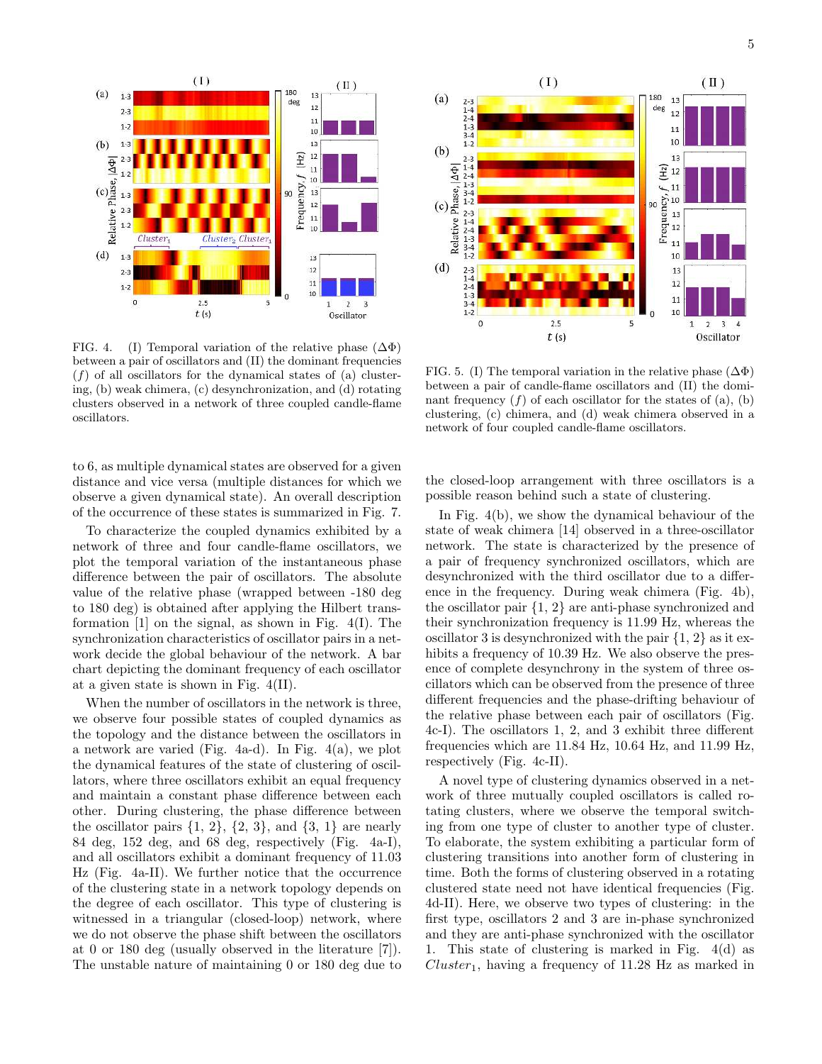FIG. 4. (I) Temporal variation of the relative phase ($\Delta\Phi$) between a pair of oscillators and (II) the dominant frequencies ($f$) of all oscillators for the dynamical states of (a) clustering, (b) weak chimera, (c) desynchronization, and (d) rotating clusters observed in a network of three coupled candle-flame oscillators.

FIG. 5. (I) The temporal variation in the relative phase ($\Delta\Phi$) between a pair of candle-flame oscillators and (II) the dominant frequency ($f$) of each oscillator for the states of (a), (b) clustering, (c) chimera, and (d) weak chimera observed in a network of four coupled candle-flame oscillators.

to 6, as multiple dynamical states are observed for a given distance and vice versa (multiple distances for which we observe a given dynamical state). An overall description of the occurrence of these states is summarized in Fig. 7.

To characterize the coupled dynamics exhibited by a network of three and four candle-flame oscillators, we plot the temporal variation of the instantaneous phase difference between the pair of oscillators. The absolute value of the relative phase (wrapped between -180 deg to 180 deg) is obtained after applying the Hilbert transformation [1] on the signal, as shown in Fig. 4(I). The synchronization characteristics of oscillator pairs in a network decide the global behaviour of the network. A bar chart depicting the dominant frequency of each oscillator at a given state is shown in Fig. 4(II).

When the number of oscillators in the network is three, we observe four possible states of coupled dynamics as the topology and the distance between the oscillators in a network are varied (Fig. 4a-d). In Fig. 4(a), we plot the dynamical features of the state of clustering of oscillators, where three oscillators exhibit an equal frequency and maintain a constant phase difference between each other. During clustering, the phase difference between the oscillator pairs {1, 2}, {2, 3}, and {3, 1} are nearly 84 deg, 152 deg, and 68 deg, respectively (Fig. 4a-I), and all oscillators exhibit a dominant frequency of 11.03 Hz (Fig. 4a-II). We further notice that the occurrence of the clustering state in a network topology depends on the degree of each oscillator. This type of clustering is witnessed in a triangular (closed-loop) network, where we do not observe the phase shift between the oscillators at 0 or 180 deg (usually observed in the literature [7]). The unstable nature of maintaining 0 or 180 deg due to the closed-loop arrangement with three oscillators is a possible reason behind such a state of clustering.

In Fig. 4(b), we show the dynamical behaviour of the state of weak chimera [14] observed in a three-oscillator network. The state is characterized by the presence of a pair of frequency synchronized oscillators, which are desynchronized with the third oscillator due to a difference in the frequency. During weak chimera (Fig. 4b), the oscillator pair {1, 2} are anti-phase synchronized and their synchronization frequency is 11.99 Hz, whereas the oscillator 3 is desynchronized with the pair {1, 2} as it exhibits a frequency of 10.39 Hz. We also observe the presence of complete desynchrony in the system of three oscillators which can be observed from the presence of three different frequencies and the phase-drifting behaviour of the relative phase between each pair of oscillators (Fig. 4c-I). The oscillators 1, 2, and 3 exhibit three different frequencies which are 11.84 Hz, 10.64 Hz, and 11.99 Hz, respectively (Fig. 4c-II).

A novel type of clustering dynamics observed in a network of three mutually coupled oscillators is called rotating clusters, where we observe the temporal switching from one type of cluster to another type of cluster. To elaborate, the system exhibiting a particular form of clustering transitions into another form of clustering in time. Both the forms of clustering observed in a rotating clustered state need not have identical frequencies (Fig. 4d-II). Here, we observe two types of clustering: in the first type, oscillators 2 and 3 are in-phase synchronized and they are anti-phase synchronized with the oscillator 1. This state of clustering is marked in Fig. 4(d) as $Cluster_1$, having a frequency of 11.28 Hz as marked in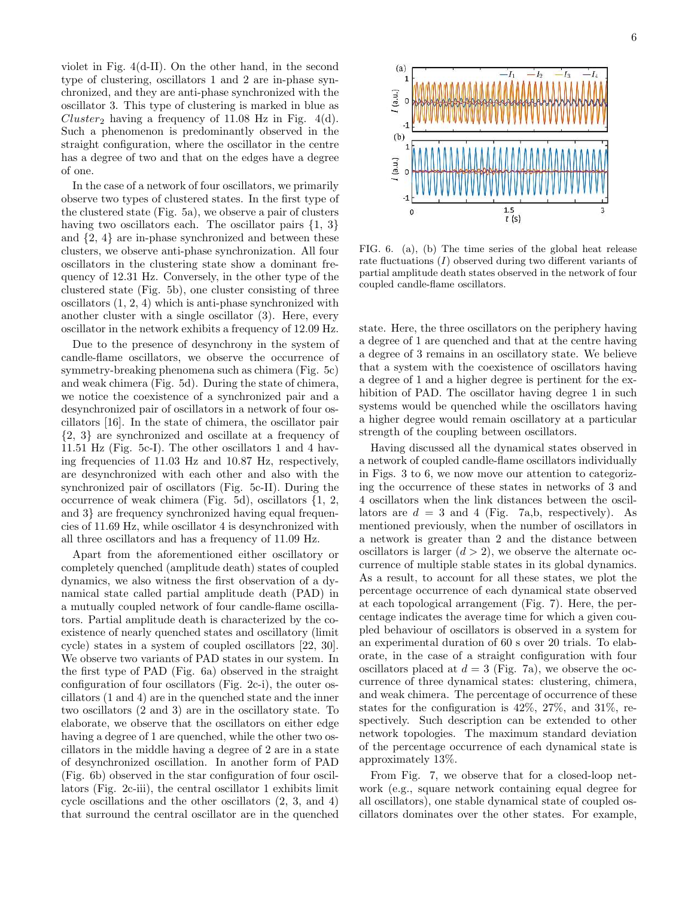violet in Fig. 4(d-II). On the other hand, in the second type of clustering, oscillators 1 and 2 are in-phase synchronized, and they are anti-phase synchronized with the oscillator 3. This type of clustering is marked in blue as $Cluster_2$ having a frequency of 11.08 Hz in Fig. 4(d). Such a phenomenon is predominantly observed in the straight configuration, where the oscillator in the centre has a degree of two and that on the edges have a degree of one.

In the case of a network of four oscillators, we primarily observe two types of clustered states. In the first type of the clustered state (Fig. 5a), we observe a pair of clusters having two oscillators each. The oscillator pairs {1, 3} and {2, 4} are in-phase synchronized and between these clusters, we observe anti-phase synchronization. All four oscillators in the clustering state show a dominant frequency of 12.31 Hz. Conversely, in the other type of the clustered state (Fig. 5b), one cluster consisting of three oscillators (1, 2, 4) which is anti-phase synchronized with another cluster with a single oscillator (3). Here, every oscillator in the network exhibits a frequency of 12.09 Hz.

Due to the presence of desynchrony in the system of candle-flame oscillators, we observe the occurrence of symmetry-breaking phenomena such as chimera (Fig. 5c) and weak chimera (Fig. 5d). During the state of chimera, we notice the coexistence of a synchronized pair and a desynchronized pair of oscillators in a network of four oscillators [16]. In the state of chimera, the oscillator pair {2, 3} are synchronized and oscillate at a frequency of 11.51 Hz (Fig. 5c-I). The other oscillators 1 and 4 having frequencies of 11.03 Hz and 10.87 Hz, respectively, are desynchronized with each other and also with the synchronized pair of oscillators (Fig. 5c-II). During the occurrence of weak chimera (Fig. 5d), oscillators {1, 2, and 3} are frequency synchronized having equal frequencies of 11.69 Hz, while oscillator 4 is desynchronized with all three oscillators and has a frequency of 11.09 Hz.

Apart from the aforementioned either oscillatory or completely quenched (amplitude death) states of coupled dynamics, we also witness the first observation of a dynamical state called partial amplitude death (PAD) in a mutually coupled network of four candle-flame oscillators. Partial amplitude death is characterized by the coexistence of nearly quenched states and oscillatory (limit cycle) states in a system of coupled oscillators [22, 30]. We observe two variants of PAD states in our system. In the first type of PAD (Fig. 6a) observed in the straight configuration of four oscillators (Fig. 2c-i), the outer oscillators (1 and 4) are in the quenched state and the inner two oscillators (2 and 3) are in the oscillatory state. To elaborate, we observe that the oscillators on either edge having a degree of 1 are quenched, while the other two oscillators in the middle having a degree of 2 are in a state of desynchronized oscillation. In another form of PAD (Fig. 6b) observed in the star configuration of four oscillators (Fig. 2c-iii), the central oscillator 1 exhibits limit cycle oscillations and the other oscillators (2, 3, and 4) that surround the central oscillator are in the quenched state. Here, the three oscillators on the periphery having a degree of 1 are quenched and that at the centre having a degree of 3 remains in an oscillatory state. We believe that a system with the coexistence of oscillators having a degree of 1 and a higher degree is pertinent for the exhibition of PAD. The oscillator having degree 1 in such systems would be quenched while the oscillators having a higher degree would remain oscillatory at a particular strength of the coupling between oscillators.

FIG. 6. (a), (b) The time series of the global heat release rate fluctuations ($I$) observed during two different variants of partial amplitude death states observed in the network of four coupled candle-flame oscillators.

Having discussed all the dynamical states observed in a network of coupled candle-flame oscillators individually in Figs. 3 to 6, we now move our attention to categorizing the occurrence of these states in networks of 3 and 4 oscillators when the link distances between the oscillators are $d = 3$ and 4 (Fig. 7a,b, respectively). As mentioned previously, when the number of oscillators in a network is greater than 2 and the distance between oscillators is larger ($d > 2$), we observe the alternate occurrence of multiple stable states in its global dynamics. As a result, to account for all these states, we plot the percentage occurrence of each dynamical state observed at each topological arrangement (Fig. 7). Here, the percentage indicates the average time for which a given coupled behaviour of oscillators is observed in a system for an experimental duration of 60 s over 20 trials. To elaborate, in the case of a straight configuration with four oscillators placed at $d = 3$ (Fig. 7a), we observe the occurrence of three dynamical states: clustering, chimera, and weak chimera. The percentage of occurrence of these states for the configuration is 42%, 27%, and 31%, respectively. Such description can be extended to other network topologies. The maximum standard deviation of the percentage occurrence of each dynamical state is approximately 13%.

From Fig. 7, we observe that for a closed-loop network (e.g., square network containing equal degree for all oscillators), one stable dynamical state of coupled oscillators dominates over the other states. For example,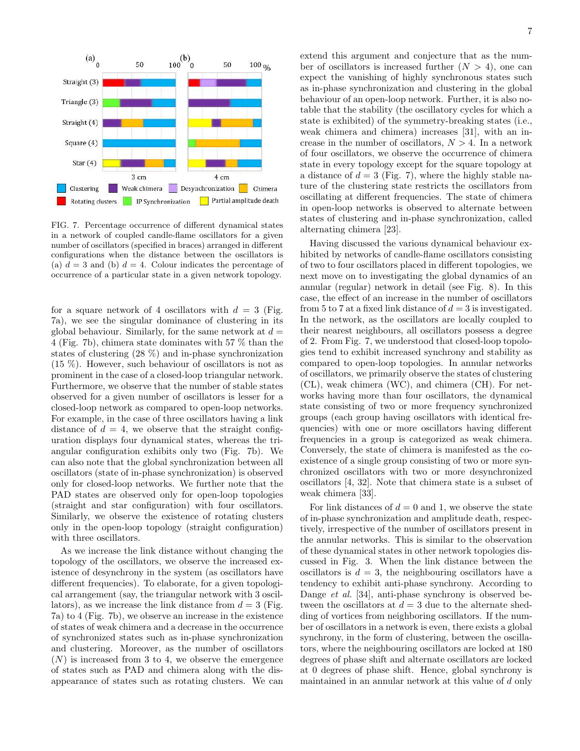FIG. 7. Percentage occurrence of different dynamical states in a network of coupled candle-flame oscillators for a given number of oscillators (specified in braces) arranged in different configurations when the distance between the oscillators is (a) $d = 3$ and (b) $d = 4$. Colour indicates the percentage of occurrence of a particular state in a given network topology.

for a square network of 4 oscillators with $d = 3$ (Fig. 7a), we see the singular dominance of clustering in its global behaviour. Similarly, for the same network at $d = 4$ (Fig. 7b), chimera state dominates with 57 % than the states of clustering (28 %) and in-phase synchronization (15 %). However, such behaviour of oscillators is not as prominent in the case of a closed-loop triangular network. Furthermore, we observe that the number of stable states observed for a given number of oscillators is lesser for a closed-loop network as compared to open-loop networks. For example, in the case of three oscillators having a link distance of $d = 4$, we observe that the straight configuration displays four dynamical states, whereas the triangular configuration exhibits only two (Fig. 7b). We can also note that the global synchronization between all oscillators (state of in-phase synchronization) is observed only for closed-loop networks. We further note that the PAD states are observed only for open-loop topologies (straight and star configuration) with four oscillators. Similarly, we observe the existence of rotating clusters only in the open-loop topology (straight configuration) with three oscillators.

As we increase the link distance without changing the topology of the oscillators, we observe the increased existence of desynchrony in the system (as oscillators have different frequencies). To elaborate, for a given topological arrangement (say, the triangular network with 3 oscillators), as we increase the link distance from $d = 3$ (Fig. 7a) to 4 (Fig. 7b), we observe an increase in the existence of states of weak chimera and a decrease in the occurrence of synchronized states such as in-phase synchronization and clustering. Moreover, as the number of oscillators ($N$) is increased from 3 to 4, we observe the emergence of states such as PAD and chimera along with the disappearance of states such as rotating clusters. We can extend this argument and conjecture that as the number of oscillators is increased further ($N > 4$), one can expect the vanishing of highly synchronous states such as in-phase synchronization and clustering in the global behaviour of an open-loop network. Further, it is also notable that the stability (the oscillatory cycles for which a state is exhibited) of the symmetry-breaking states (i.e., weak chimera and chimera) increases [31], with an increase in the number of oscillators, $N > 4$. In a network of four oscillators, we observe the occurrence of chimera state in every topology except for the square topology at a distance of $d = 3$ (Fig. 7), where the highly stable nature of the clustering state restricts the oscillators from oscillating at different frequencies. The state of chimera in open-loop networks is observed to alternate between states of clustering and in-phase synchronization, called alternating chimera [23].

Having discussed the various dynamical behaviour exhibited by networks of candle-flame oscillators consisting of two to four oscillators placed in different topologies, we next move on to investigating the global dynamics of an annular (regular) network in detail (see Fig. 8). In this case, the effect of an increase in the number of oscillators from 5 to 7 at a fixed link distance of $d = 3$ is investigated. In the network, as the oscillators are locally coupled to their nearest neighbours, all oscillators possess a degree of 2. From Fig. 7, we understood that closed-loop topologies tend to exhibit increased synchrony and stability as compared to open-loop topologies. In annular networks of oscillators, we primarily observe the states of clustering (CL), weak chimera (WC), and chimera (CH). For networks having more than four oscillators, the dynamical state consisting of two or more frequency synchronized groups (each group having oscillators with identical frequencies) with one or more oscillators having different frequencies in a group is categorized as weak chimera. Conversely, the state of chimera is manifested as the coexistence of a single group consisting of two or more synchronized oscillators with two or more desynchronized oscillators [4, 32]. Note that chimera state is a subset of weak chimera [33].

For link distances of $d = 0$ and 1, we observe the state of in-phase synchronization and amplitude death, respectively, irrespective of the number of oscillators present in the annular networks. This is similar to the observation of these dynamical states in other network topologies discussed in Fig. 3. When the link distance between the oscillators is $d = 3$, the neighbouring oscillators have a tendency to exhibit anti-phase synchrony. According to Dange *et al.* [34], anti-phase synchrony is observed between the oscillators at $d = 3$ due to the alternate shedding of vortices from neighboring oscillators. If the number of oscillators in a network is even, there exists a global synchrony, in the form of clustering, between the oscillators, where the neighbouring oscillators are locked at 180 degrees of phase shift and alternate oscillators are locked at 0 degrees of phase shift. Hence, global synchrony is maintained in an annular network at this value of $d$ only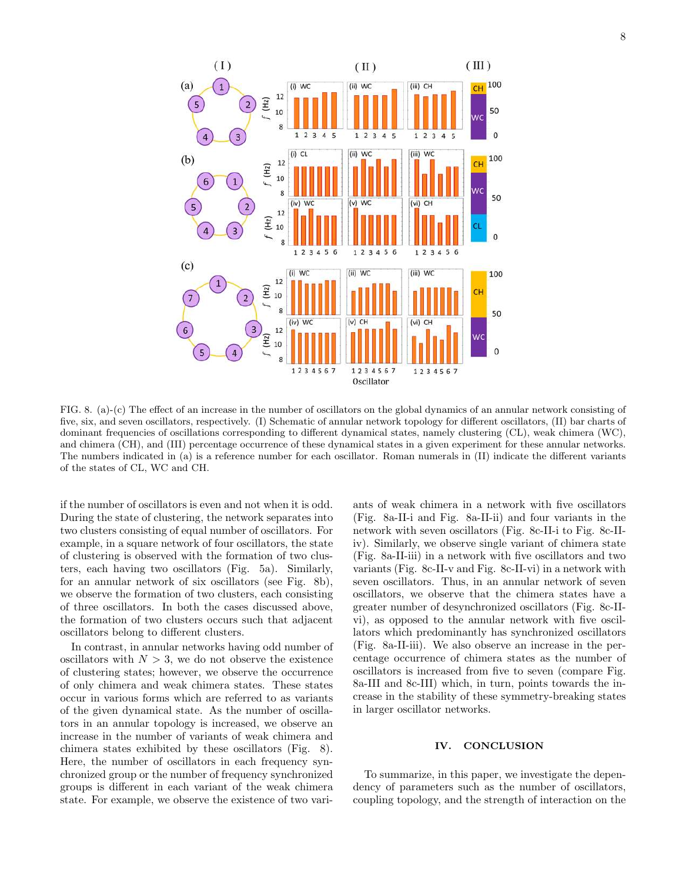FIG. 8. (a)-(c) The effect of an increase in the number of oscillators on the global dynamics of an annular network consisting of five, six, and seven oscillators, respectively. (I) Schematic of annular network topology for different oscillators, (II) bar charts of dominant frequencies of oscillations corresponding to different dynamical states, namely clustering (CL), weak chimera (WC), and chimera (CH), and (III) percentage occurrence of these dynamical states in a given experiment for these annular networks. The numbers indicated in (a) is a reference number for each oscillator. Roman numerals in (II) indicate the different variants of the states of CL, WC and CH.

if the number of oscillators is even and not when it is odd. During the state of clustering, the network separates into two clusters consisting of equal number of oscillators. For example, in a square network of four oscillators, the state of clustering is observed with the formation of two clusters, each having two oscillators (Fig. 5a). Similarly, for an annular network of six oscillators (see Fig. 8b), we observe the formation of two clusters, each consisting of three oscillators. In both the cases discussed above, the formation of two clusters occurs such that adjacent oscillators belong to different clusters.

In contrast, in annular networks having odd number of oscillators with $N > 3$, we do not observe the existence of clustering states; however, we observe the occurrence of only chimera and weak chimera states. These states occur in various forms which are referred to as variants of the given dynamical state. As the number of oscillators in an annular topology is increased, we observe an increase in the number of variants of weak chimera and chimera states exhibited by these oscillators (Fig. 8). Here, the number of oscillators in each frequency synchronized group or the number of frequency synchronized groups is different in each variant of the weak chimera state. For example, we observe the existence of two variants of weak chimera in a network with five oscillators (Fig. 8a-II-i and Fig. 8a-II-ii) and four variants in the network with seven oscillators (Fig. 8c-II-i to Fig. 8c-II-iv). Similarly, we observe single variant of chimera state (Fig. 8a-II-iii) in a network with five oscillators and two variants (Fig. 8c-II-v and Fig. 8c-II-vi) in a network with seven oscillators. Thus, in an annular network of seven oscillators, we observe that the chimera states have a greater number of desynchronized oscillators (Fig. 8c-II-vi), as opposed to the annular network with five oscillators which predominantly has synchronized oscillators (Fig. 8a-II-iii). We also observe an increase in the percentage occurrence of chimera states as the number of oscillators is increased from five to seven (compare Fig. 8a-III and 8c-III) which, in turn, points towards the increase in the stability of these symmetry-breaking states in larger oscillator networks.

## IV. CONCLUSION

To summarize, in this paper, we investigate the dependency of parameters such as the number of oscillators, coupling topology, and the strength of interaction on the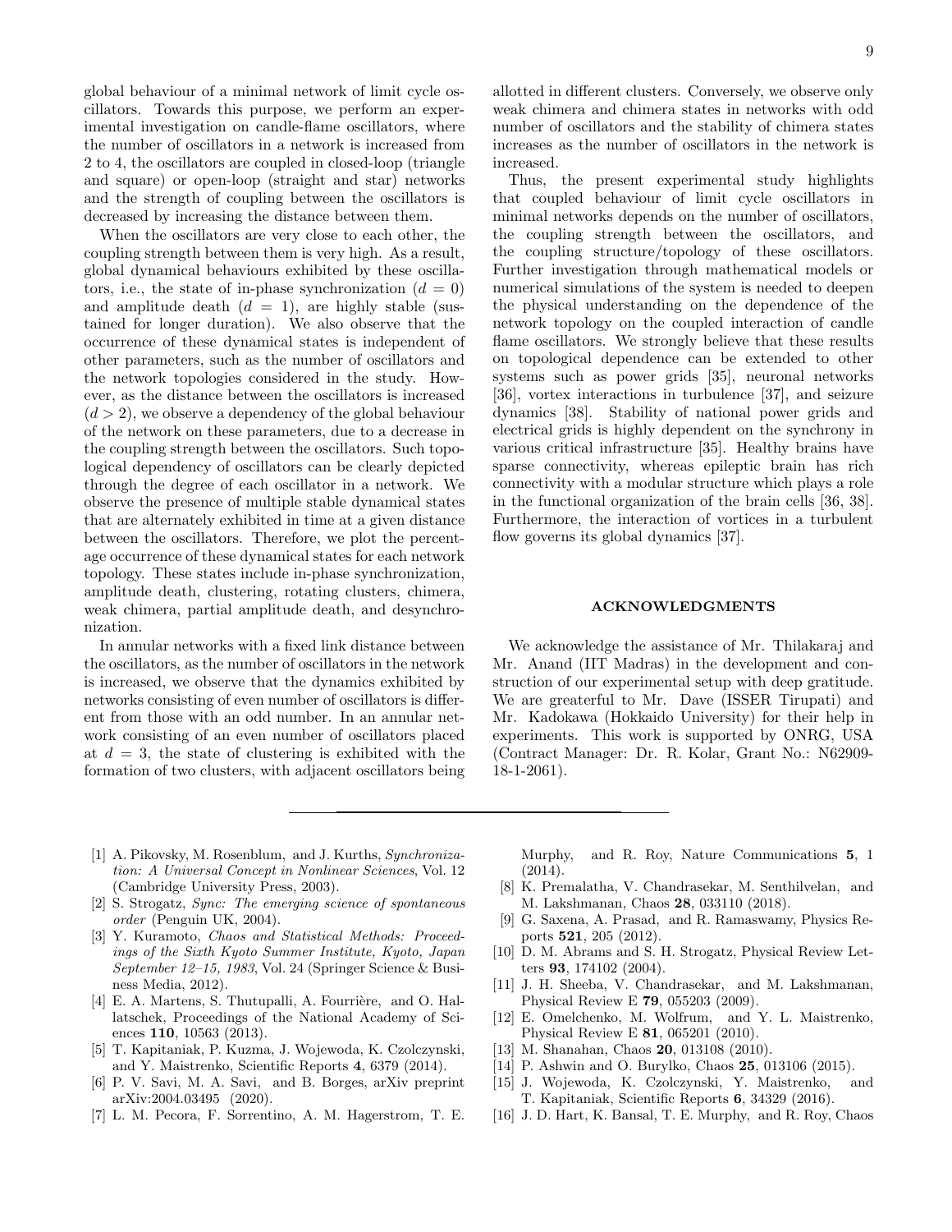global behaviour of a minimal network of limit cycle oscillators. Towards this purpose, we perform an experimental investigation on candle-flame oscillators, where the number of oscillators in a network is increased from 2 to 4, the oscillators are coupled in closed-loop (triangle and square) or open-loop (straight and star) networks and the strength of coupling between the oscillators is decreased by increasing the distance between them.

When the oscillators are very close to each other, the coupling strength between them is very high. As a result, global dynamical behaviours exhibited by these oscillators, i.e., the state of in-phase synchronization ($d = 0$) and amplitude death ($d = 1$), are highly stable (sustained for longer duration). We also observe that the occurrence of these dynamical states is independent of other parameters, such as the number of oscillators and the network topologies considered in the study. However, as the distance between the oscillators is increased ($d > 2$), we observe a dependency of the global behaviour of the network on these parameters, due to a decrease in the coupling strength between the oscillators. Such topological dependency of oscillators can be clearly depicted through the degree of each oscillator in a network. We observe the presence of multiple stable dynamical states that are alternately exhibited in time at a given distance between the oscillators. Therefore, we plot the percentage occurrence of these dynamical states for each network topology. These states include in-phase synchronization, amplitude death, clustering, rotating clusters, chimera, weak chimera, partial amplitude death, and desynchronization.

In annular networks with a fixed link distance between the oscillators, as the number of oscillators in the network is increased, we observe that the dynamics exhibited by networks consisting of even number of oscillators is different from those with an odd number. In an annular network consisting of an even number of oscillators placed at $d = 3$, the state of clustering is exhibited with the formation of two clusters, with adjacent oscillators being allotted in different clusters. Conversely, we observe only weak chimera and chimera states in networks with odd number of oscillators and the stability of chimera states increases as the number of oscillators in the network is increased.

Thus, the present experimental study highlights that coupled behaviour of limit cycle oscillators in minimal networks depends on the number of oscillators, the coupling strength between the oscillators, and the coupling structure/topology of these oscillators. Further investigation through mathematical models or numerical simulations of the system is needed to deepen the physical understanding on the dependence of the network topology on the coupled interaction of candle flame oscillators. We strongly believe that these results on topological dependence can be extended to other systems such as power grids [35], neuronal networks [36], vortex interactions in turbulence [37], and seizure dynamics [38]. Stability of national power grids and electrical grids is highly dependent on the synchrony in various critical infrastructure [35]. Healthy brains have sparse connectivity, whereas epileptic brain has rich connectivity with a modular structure which plays a role in the functional organization of the brain cells [36, 38]. Furthermore, the interaction of vortices in a turbulent flow governs its global dynamics [37].

## ACKNOWLEDGMENTS

We acknowledge the assistance of Mr. Thilakaraj and Mr. Anand (IIT Madras) in the development and construction of our experimental setup with deep gratitude. We are greaterful to Mr. Dave (ISSER Tirupati) and Mr. Kadokawa (Hokkaido University) for their help in experiments. This work is supported by ONRG, USA (Contract Manager: Dr. R. Kolar, Grant No.: N62909-18-1-2061).

---

[1] A. Pikovsky, M. Rosenblum, and J. Kurths, *Synchronization: A Universal Concept in Nonlinear Sciences*, Vol. 12 (Cambridge University Press, 2003).

[2] S. Strogatz, *Sync: The emerging science of spontaneous order* (Penguin UK, 2004).

[3] Y. Kuramoto, *Chaos and Statistical Methods: Proceedings of the Sixth Kyoto Summer Institute, Kyoto, Japan September 12–15, 1983*, Vol. 24 (Springer Science & Business Media, 2012).

[4] E. A. Martens, S. Thutupalli, A. Fourrière, and O. Hallatschek, Proceedings of the National Academy of Sciences **110**, 10563 (2013).

[5] T. Kapitaniak, P. Kuzma, J. Wojewoda, K. Czolczynski, and Y. Maistrenko, Scientific Reports **4**, 6379 (2014).

[6] P. V. Savi, M. A. Savi, and B. Borges, arXiv preprint arXiv:2004.03495 (2020).

[7] L. M. Pecora, F. Sorrentino, A. M. Hagerstrom, T. E. Murphy, and R. Roy, Nature Communications **5**, 1 (2014).

[8] K. Premalatha, V. Chandrasekar, M. Senthilvelan, and M. Lakshmanan, Chaos **28**, 033110 (2018).

[9] G. Saxena, A. Prasad, and R. Ramaswamy, Physics Reports **521**, 205 (2012).

[10] D. M. Abrams and S. H. Strogatz, Physical Review Letters **93**, 174102 (2004).

[11] J. H. Sheeba, V. Chandrasekar, and M. Lakshmanan, Physical Review E **79**, 055203 (2009).

[12] E. Omelchenko, M. Wolfrum, and Y. L. Maistrenko, Physical Review E **81**, 065201 (2010).

[13] M. Shanahan, Chaos **20**, 013108 (2010).

[14] P. Ashwin and O. Burylko, Chaos **25**, 013106 (2015).

[15] J. Wojewoda, K. Czolczynski, Y. Maistrenko, and T. Kapitaniak, Scientific Reports **6**, 34329 (2016).

[16] J. D. Hart, K. Bansal, T. E. Murphy, and R. Roy, Chaos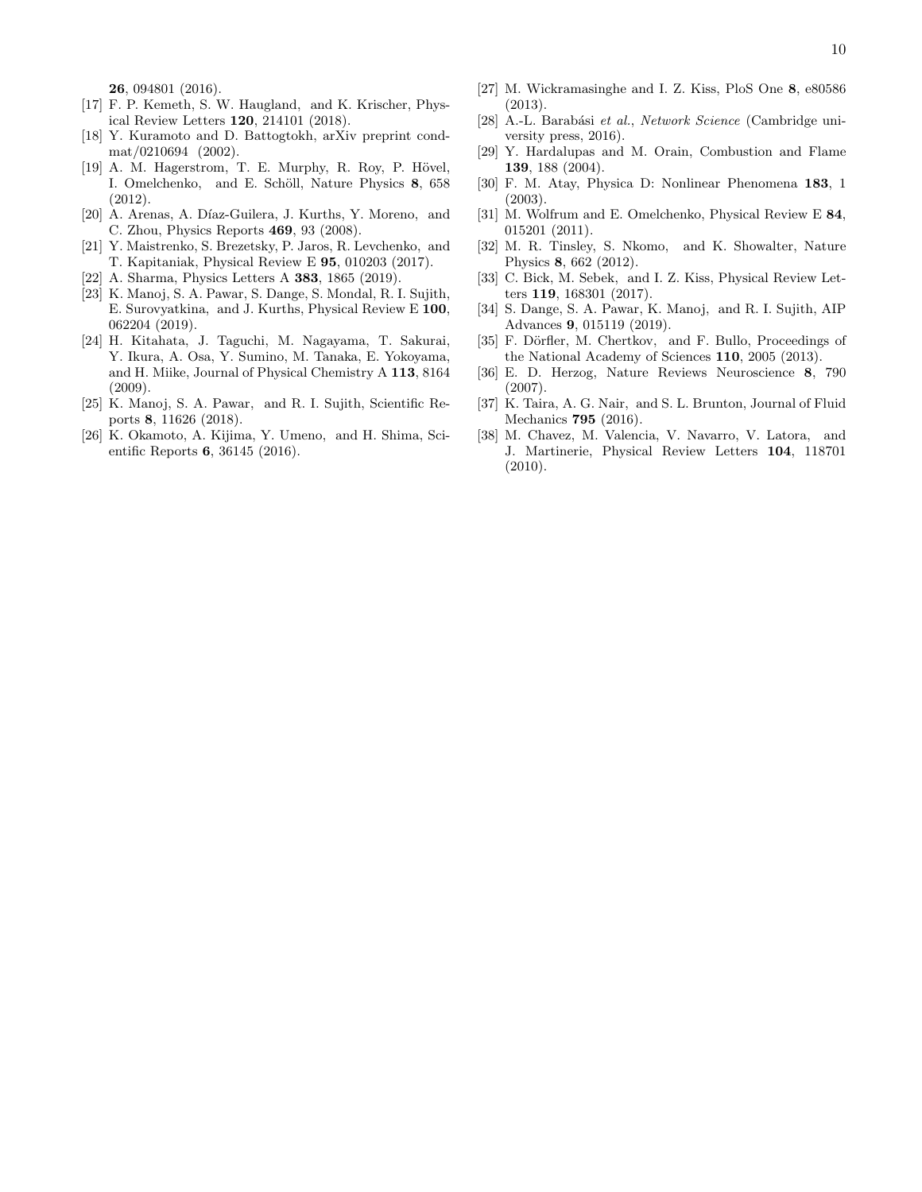**26**, 094801 (2016).

[17] F. P. Kemeth, S. W. Haugland, and K. Krischer, Physical Review Letters **120**, 214101 (2018).

[18] Y. Kuramoto and D. Battogtokh, arXiv preprint cond-mat/0210694 (2002).

[19] A. M. Hagerstrom, T. E. Murphy, R. Roy, P. Hövel, I. Omelchenko, and E. Schöll, Nature Physics **8**, 658 (2012).

[20] A. Arenas, A. Díaz-Guilera, J. Kurths, Y. Moreno, and C. Zhou, Physics Reports **469**, 93 (2008).

[21] Y. Maistrenko, S. Brezetsky, P. Jaros, R. Levchenko, and T. Kapitaniak, Physical Review E **95**, 010203 (2017).

[22] A. Sharma, Physics Letters A **383**, 1865 (2019).

[23] K. Manoj, S. A. Pawar, S. Dange, S. Mondal, R. I. Sujith, E. Surovyatkina, and J. Kurths, Physical Review E **100**, 062204 (2019).

[24] H. Kitahata, J. Taguchi, M. Nagayama, T. Sakurai, Y. Ikura, A. Osa, Y. Sumino, M. Tanaka, E. Yokoyama, and H. Miike, Journal of Physical Chemistry A **113**, 8164 (2009).

[25] K. Manoj, S. A. Pawar, and R. I. Sujith, Scientific Reports **8**, 11626 (2018).

[26] K. Okamoto, A. Kijima, Y. Umeno, and H. Shima, Scientific Reports **6**, 36145 (2016).

[27] M. Wickramasinghe and I. Z. Kiss, PloS One **8**, e80586 (2013).

[28] A.-L. Barabási *et al.*, *Network Science* (Cambridge university press, 2016).

[29] Y. Hardalupas and M. Orain, Combustion and Flame **139**, 188 (2004).

[30] F. M. Atay, Physica D: Nonlinear Phenomena **183**, 1 (2003).

[31] M. Wolfrum and E. Omelchenko, Physical Review E **84**, 015201 (2011).

[32] M. R. Tinsley, S. Nkomo, and K. Showalter, Nature Physics **8**, 662 (2012).

[33] C. Bick, M. Sebek, and I. Z. Kiss, Physical Review Letters **119**, 168301 (2017).

[34] S. Dange, S. A. Pawar, K. Manoj, and R. I. Sujith, AIP Advances **9**, 015119 (2019).

[35] F. Dörfler, M. Chertkov, and F. Bullo, Proceedings of the National Academy of Sciences **110**, 2005 (2013).

[36] E. D. Herzog, Nature Reviews Neuroscience **8**, 790 (2007).

[37] K. Taira, A. G. Nair, and S. L. Brunton, Journal of Fluid Mechanics **795** (2016).

[38] M. Chavez, M. Valencia, V. Navarro, V. Latora, and J. Martinerie, Physical Review Letters **104**, 118701 (2010).